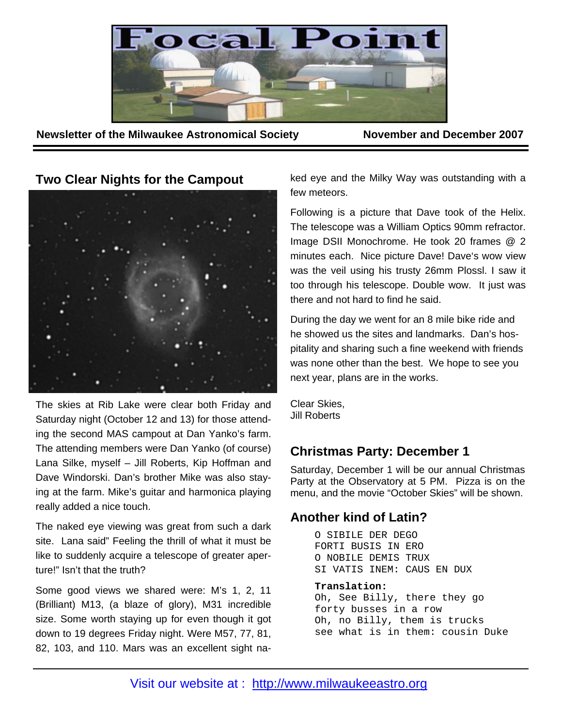# Focal Point

**Newsletter of the Milwaukee Astronomical Society** **November and December 2007**

## Two Clear Nights for the Campout

The skies at Rib Lake were clear both Friday and Saturday night (October 12 and 13) for those attending the second MAS campout at Dan Yanko's farm. The attending members were Dan Yanko (of course) Lana Silke, myself – Jill Roberts, Kip Hoffman and Dave Windorski. Dan's brother Mike was also staying at the farm. Mike's guitar and harmonica playing really added a nice touch.

The naked eye viewing was great from such a dark site. Lana said" Feeling the thrill of what it must be like to suddenly acquire a telescope of greater aperture!" Isn't that the truth?

Some good views we shared were: M's 1, 2, 11 (Brilliant) M13, (a blaze of glory), M31 incredible size. Some worth staying up for even though it got down to 19 degrees Friday night. Were M57, 77, 81, 82, 103, and 110. Mars was an excellent sight naked eye and the Milky Way was outstanding with a few meteors.

Following is a picture that Dave took of the Helix. The telescope was a William Optics 90mm refractor. Image DSII Monochrome. He took 20 frames @ 2 minutes each. Nice picture Dave! Dave's wow view was the veil using his trusty 26mm Plossl. I saw it too through his telescope. Double wow. It just was there and not hard to find he said.

During the day we went for an 8 mile bike ride and he showed us the sites and landmarks. Dan's hospitality and sharing such a fine weekend with friends was none other than the best. We hope to see you next year, plans are in the works.

Clear Skies,
Jill Roberts

## Christmas Party: December 1

Saturday, December 1 will be our annual Christmas Party at the Observatory at 5 PM. Pizza is on the menu, and the movie "October Skies" will be shown.

## Another kind of Latin?

```
O SIBILE DER DEGO
FORTI BUSIS IN ERO
O NOBILE DEMIS TRUX
SI VATIS INEM: CAUS EN DUX
```

**Translation:**

```
Oh, See Billy, there they go
forty busses in a row
Oh, no Billy, them is trucks
see what is in them: cousin Duke
```

Visit our website at : http://www.milwaukeeastro.org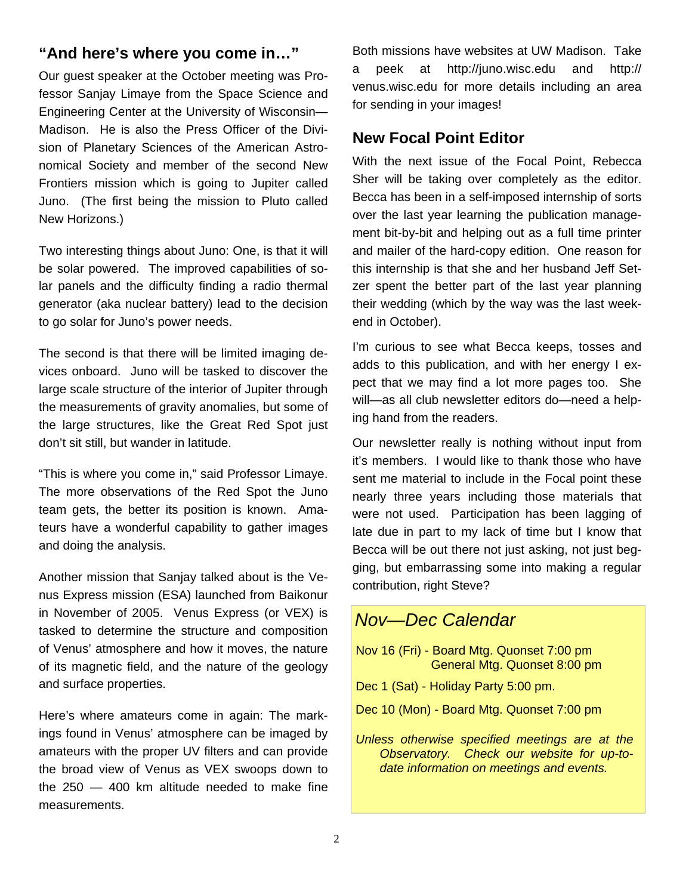## "And here's where you come in…"

Our guest speaker at the October meeting was Professor Sanjay Limaye from the Space Science and Engineering Center at the University of Wisconsin—Madison. He is also the Press Officer of the Division of Planetary Sciences of the American Astronomical Society and member of the second New Frontiers mission which is going to Jupiter called Juno. (The first being the mission to Pluto called New Horizons.)

Two interesting things about Juno: One, is that it will be solar powered. The improved capabilities of solar panels and the difficulty finding a radio thermal generator (aka nuclear battery) lead to the decision to go solar for Juno's power needs.

The second is that there will be limited imaging devices onboard. Juno will be tasked to discover the large scale structure of the interior of Jupiter through the measurements of gravity anomalies, but some of the large structures, like the Great Red Spot just don't sit still, but wander in latitude.

"This is where you come in," said Professor Limaye. The more observations of the Red Spot the Juno team gets, the better its position is known. Amateurs have a wonderful capability to gather images and doing the analysis.

Another mission that Sanjay talked about is the Venus Express mission (ESA) launched from Baikonur in November of 2005. Venus Express (or VEX) is tasked to determine the structure and composition of Venus' atmosphere and how it moves, the nature of its magnetic field, and the nature of the geology and surface properties.

Here's where amateurs come in again: The markings found in Venus' atmosphere can be imaged by amateurs with the proper UV filters and can provide the broad view of Venus as VEX swoops down to the 250 — 400 km altitude needed to make fine measurements.

Both missions have websites at UW Madison. Take a peek at http://juno.wisc.edu and http://venus.wisc.edu for more details including an area for sending in your images!

## New Focal Point Editor

With the next issue of the Focal Point, Rebecca Sher will be taking over completely as the editor. Becca has been in a self-imposed internship of sorts over the last year learning the publication management bit-by-bit and helping out as a full time printer and mailer of the hard-copy edition. One reason for this internship is that she and her husband Jeff Setzer spent the better part of the last year planning their wedding (which by the way was the last weekend in October).

I'm curious to see what Becca keeps, tosses and adds to this publication, and with her energy I expect that we may find a lot more pages too. She will—as all club newsletter editors do—need a helping hand from the readers.

Our newsletter really is nothing without input from it's members. I would like to thank those who have sent me material to include in the Focal point these nearly three years including those materials that were not used. Participation has been lagging of late due in part to my lack of time but I know that Becca will be out there not just asking, not just begging, but embarrassing some into making a regular contribution, right Steve?

## *Nov—Dec Calendar*

Nov 16 (Fri) - Board Mtg. Quonset 7:00 pm
General Mtg. Quonset 8:00 pm

Dec 1 (Sat) - Holiday Party 5:00 pm.

Dec 10 (Mon) - Board Mtg. Quonset 7:00 pm

*Unless otherwise specified meetings are at the Observatory. Check our website for up-to-date information on meetings and events.*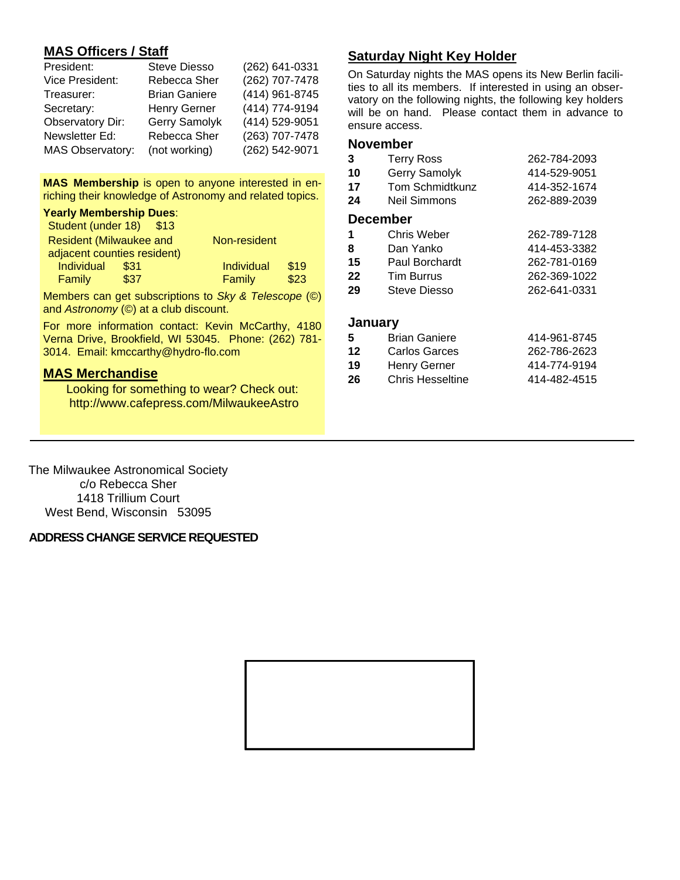## MAS Officers / Staff

| | | |
|---|---|---|
| President: | Steve Diesso | (262) 641-0331 |
| Vice President: | Rebecca Sher | (262) 707-7478 |
| Treasurer: | Brian Ganiere | (414) 961-8745 |
| Secretary: | Henry Gerner | (414) 774-9194 |
| Observatory Dir: | Gerry Samolyk | (414) 529-9051 |
| Newsletter Ed: | Rebecca Sher | (263) 707-7478 |
| MAS Observatory: | (not working) | (262) 542-9071 |

**MAS Membership** is open to anyone interested in enriching their knowledge of Astronomy and related topics.

**Yearly Membership Dues**:

Student (under 18) $13

| Resident (Milwaukee and adjacent counties resident) | | Non-resident | |
|---|---|---|---|
| Individual | $31 | Individual | $19 |
| Family | $37 | Family | $23 |

Members can get subscriptions to *Sky & Telescope* (©) and *Astronomy* (©) at a club discount.

For more information contact: Kevin McCarthy, 4180 Verna Drive, Brookfield, WI 53045. Phone: (262) 781-3014. Email: kmccarthy@hydro-flo.com

## MAS Merchandise

Looking for something to wear? Check out:
http://www.cafepress.com/MilwaukeeAstro

## Saturday Night Key Holder

On Saturday nights the MAS opens its New Berlin facilities to all its members. If interested in using an observatory on the following nights, the following key holders will be on hand. Please contact them in advance to ensure access.

### November

| | | |
|---|---|---|
| **3** | Terry Ross | 262-784-2093 |
| **10** | Gerry Samolyk | 414-529-9051 |
| **17** | Tom Schmidtkunz | 414-352-1674 |
| **24** | Neil Simmons | 262-889-2039 |

### December

| | | |
|---|---|---|
| **1** | Chris Weber | 262-789-7128 |
| **8** | Dan Yanko | 414-453-3382 |
| **15** | Paul Borchardt | 262-781-0169 |
| **22** | Tim Burrus | 262-369-1022 |
| **29** | Steve Diesso | 262-641-0331 |

### January

| | | |
|---|---|---|
| **5** | Brian Ganiere | 414-961-8745 |
| **12** | Carlos Garces | 262-786-2623 |
| **19** | Henry Gerner | 414-774-9194 |
| **26** | Chris Hesseltine | 414-482-4515 |

---

The Milwaukee Astronomical Society
c/o Rebecca Sher
1418 Trillium Court
West Bend, Wisconsin 53095

**ADDRESS CHANGE SERVICE REQUESTED**